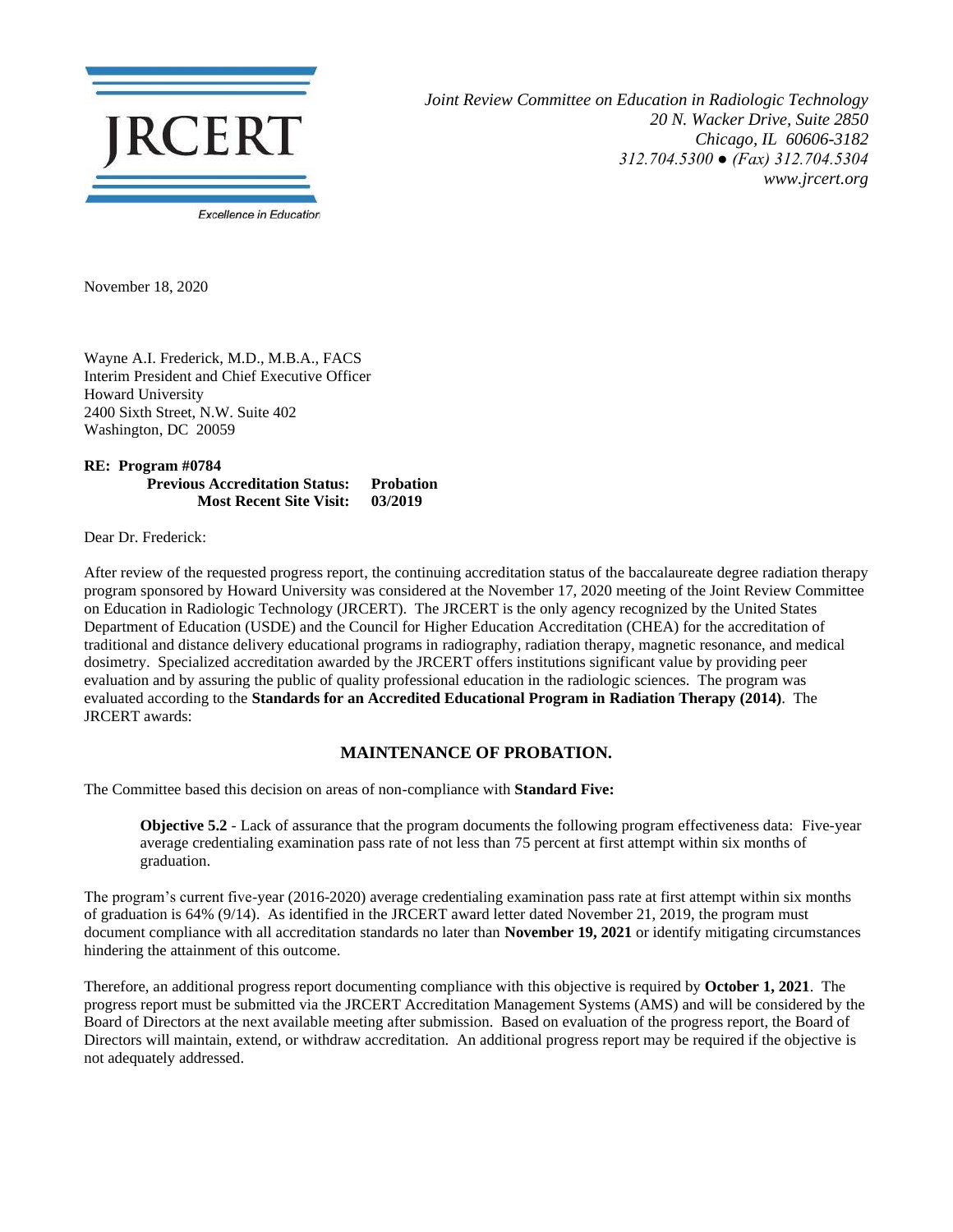JRCERT

Excellence in Education

*Joint Review Committee on Education in Radiologic Technology*
*20 N. Wacker Drive, Suite 2850*
*Chicago, IL 60606-3182*
*312.704.5300 ● (Fax) 312.704.5304*
*www.jrcert.org*

November 18, 2020

Wayne A.I. Frederick, M.D., M.B.A., FACS
Interim President and Chief Executive Officer
Howard University
2400 Sixth Street, N.W. Suite 402
Washington, DC 20059

**RE: Program #0784**
**Previous Accreditation Status: Probation**
**Most Recent Site Visit: 03/2019**

Dear Dr. Frederick:

After review of the requested progress report, the continuing accreditation status of the baccalaureate degree radiation therapy program sponsored by Howard University was considered at the November 17, 2020 meeting of the Joint Review Committee on Education in Radiologic Technology (JRCERT). The JRCERT is the only agency recognized by the United States Department of Education (USDE) and the Council for Higher Education Accreditation (CHEA) for the accreditation of traditional and distance delivery educational programs in radiography, radiation therapy, magnetic resonance, and medical dosimetry. Specialized accreditation awarded by the JRCERT offers institutions significant value by providing peer evaluation and by assuring the public of quality professional education in the radiologic sciences. The program was evaluated according to the **Standards for an Accredited Educational Program in Radiation Therapy (2014)**. The JRCERT awards:

## MAINTENANCE OF PROBATION.

The Committee based this decision on areas of non-compliance with **Standard Five:**

> **Objective 5.2** - Lack of assurance that the program documents the following program effectiveness data: Five-year average credentialing examination pass rate of not less than 75 percent at first attempt within six months of graduation.

The program's current five-year (2016-2020) average credentialing examination pass rate at first attempt within six months of graduation is 64% (9/14). As identified in the JRCERT award letter dated November 21, 2019, the program must document compliance with all accreditation standards no later than **November 19, 2021** or identify mitigating circumstances hindering the attainment of this outcome.

Therefore, an additional progress report documenting compliance with this objective is required by **October 1, 2021**. The progress report must be submitted via the JRCERT Accreditation Management Systems (AMS) and will be considered by the Board of Directors at the next available meeting after submission. Based on evaluation of the progress report, the Board of Directors will maintain, extend, or withdraw accreditation. An additional progress report may be required if the objective is not adequately addressed.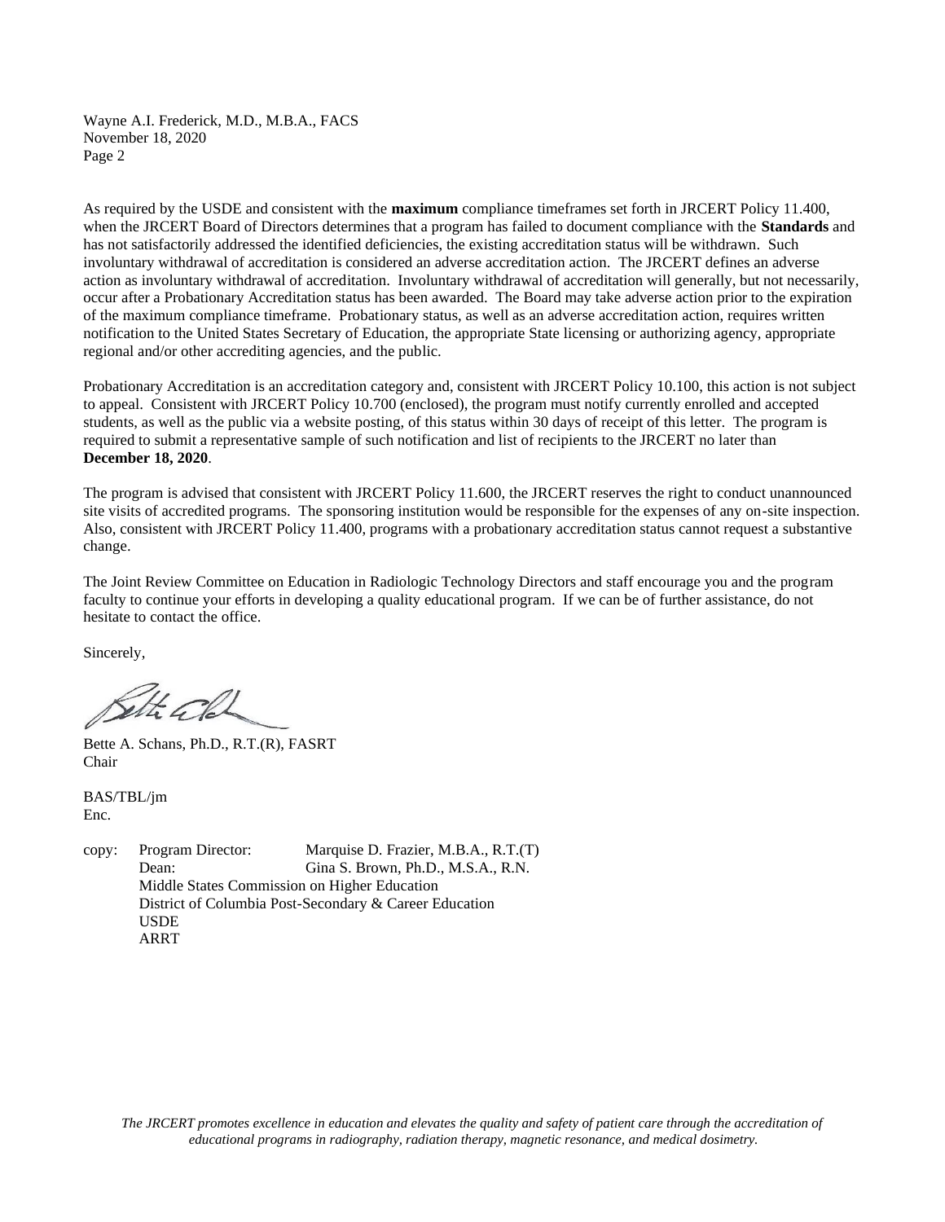Wayne A.I. Frederick, M.D., M.B.A., FACS
November 18, 2020
Page 2

As required by the USDE and consistent with the **maximum** compliance timeframes set forth in JRCERT Policy 11.400, when the JRCERT Board of Directors determines that a program has failed to document compliance with the **Standards** and has not satisfactorily addressed the identified deficiencies, the existing accreditation status will be withdrawn. Such involuntary withdrawal of accreditation is considered an adverse accreditation action. The JRCERT defines an adverse action as involuntary withdrawal of accreditation. Involuntary withdrawal of accreditation will generally, but not necessarily, occur after a Probationary Accreditation status has been awarded. The Board may take adverse action prior to the expiration of the maximum compliance timeframe. Probationary status, as well as an adverse accreditation action, requires written notification to the United States Secretary of Education, the appropriate State licensing or authorizing agency, appropriate regional and/or other accrediting agencies, and the public.

Probationary Accreditation is an accreditation category and, consistent with JRCERT Policy 10.100, this action is not subject to appeal. Consistent with JRCERT Policy 10.700 (enclosed), the program must notify currently enrolled and accepted students, as well as the public via a website posting, of this status within 30 days of receipt of this letter. The program is required to submit a representative sample of such notification and list of recipients to the JRCERT no later than **December 18, 2020**.

The program is advised that consistent with JRCERT Policy 11.600, the JRCERT reserves the right to conduct unannounced site visits of accredited programs. The sponsoring institution would be responsible for the expenses of any on-site inspection. Also, consistent with JRCERT Policy 11.400, programs with a probationary accreditation status cannot request a substantive change.

The Joint Review Committee on Education in Radiologic Technology Directors and staff encourage you and the program faculty to continue your efforts in developing a quality educational program. If we can be of further assistance, do not hesitate to contact the office.

Sincerely,

Bette A. Schans, Ph.D., R.T.(R), FASRT
Chair

BAS/TBL/jm
Enc.

copy: Program Director: Marquise D. Frazier, M.B.A., R.T.(T)
Dean: Gina S. Brown, Ph.D., M.S.A., R.N.
Middle States Commission on Higher Education
District of Columbia Post-Secondary & Career Education
USDE
ARRT

*The JRCERT promotes excellence in education and elevates the quality and safety of patient care through the accreditation of educational programs in radiography, radiation therapy, magnetic resonance, and medical dosimetry.*